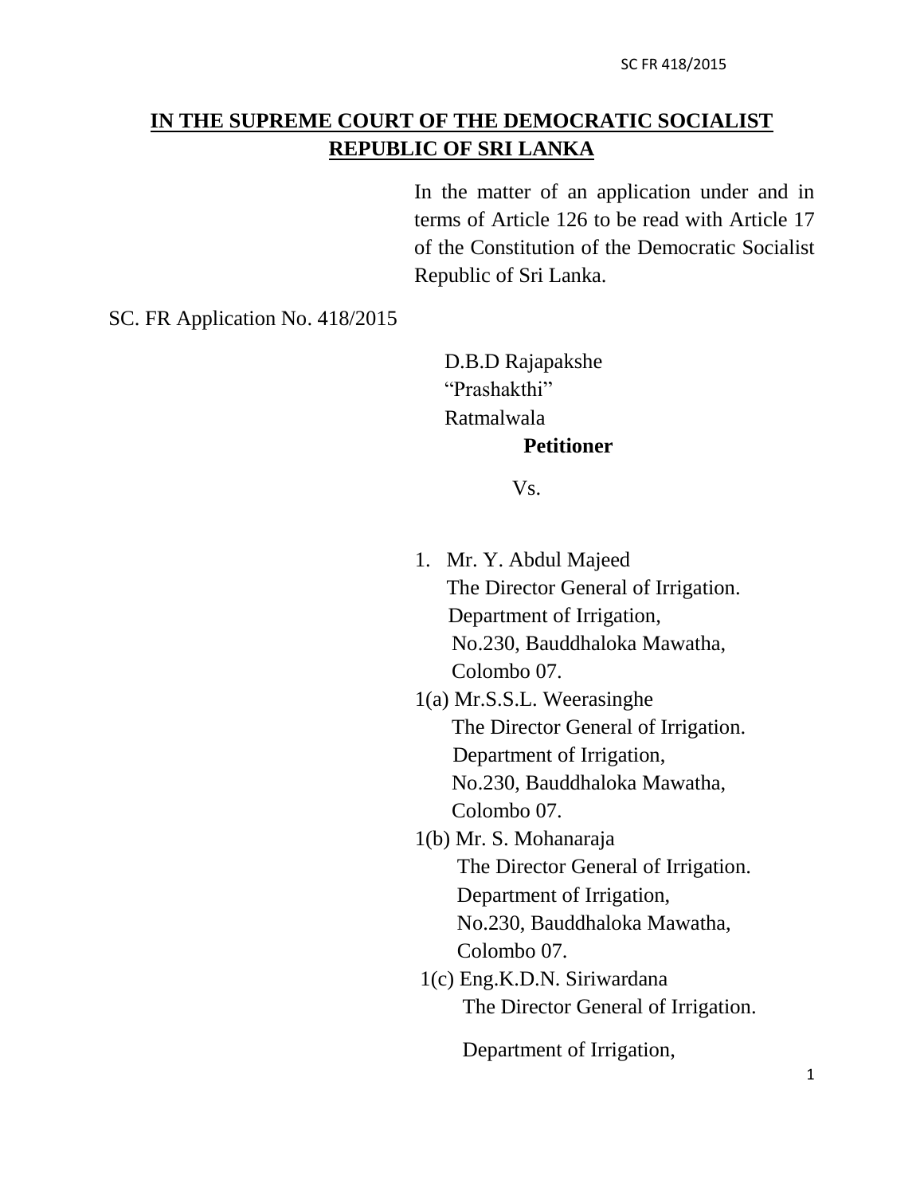**IN THE SUPREME COURT OF THE DEMOCRATIC SOCIALIST REPUBLIC OF SRI LANKA**

In the matter of an application under and in terms of Article 126 to be read with Article 17 of the Constitution of the Democratic Socialist Republic of Sri Lanka.

SC. FR Application No. 418/2015

D.B.D Rajapakshe
"Prashakthi"
Ratmalwala

**Petitioner**

Vs.

1. Mr. Y. Abdul Majeed
   The Director General of Irrigation.
   Department of Irrigation,
   No.230, Bauddhaloka Mawatha,
   Colombo 07.

1(a) Mr.S.S.L. Weerasinghe
   The Director General of Irrigation.
   Department of Irrigation,
   No.230, Bauddhaloka Mawatha,
   Colombo 07.

1(b) Mr. S. Mohanaraja
   The Director General of Irrigation.
   Department of Irrigation,
   No.230, Bauddhaloka Mawatha,
   Colombo 07.

1(c) Eng.K.D.N. Siriwardana
   The Director General of Irrigation.

   Department of Irrigation,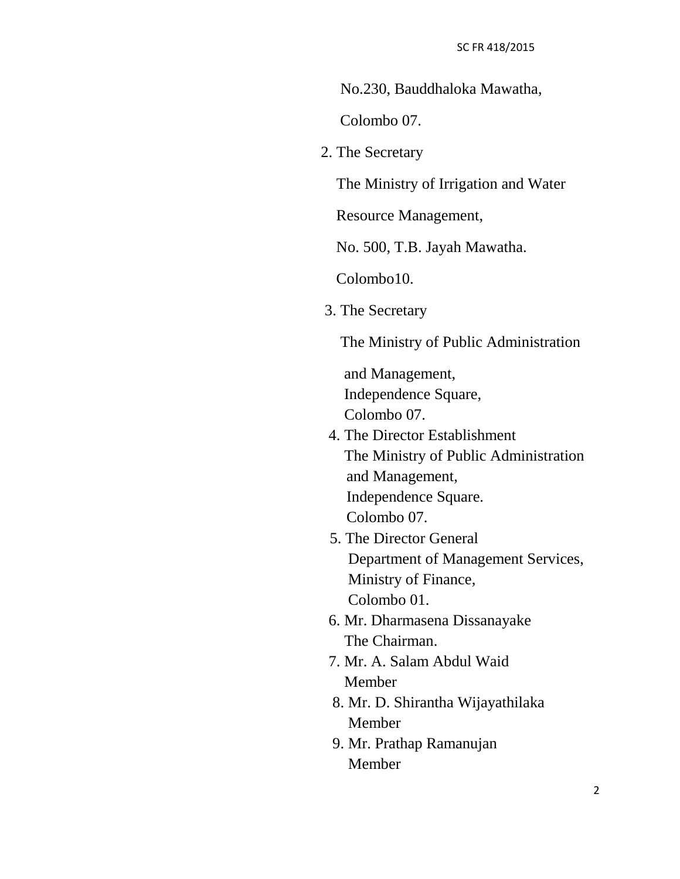No.230, Bauddhaloka Mawatha,

Colombo 07.

2. The Secretary

   The Ministry of Irrigation and Water

   Resource Management,

   No. 500, T.B. Jayah Mawatha.

   Colombo10.

3. The Secretary

   The Ministry of Public Administration

   and Management,
   Independence Square,
   Colombo 07.

4. The Director Establishment
   The Ministry of Public Administration
   and Management,
   Independence Square.
   Colombo 07.

5. The Director General
   Department of Management Services,
   Ministry of Finance,
   Colombo 01.

6. Mr. Dharmasena Dissanayake
   The Chairman.

7. Mr. A. Salam Abdul Waid
   Member

8. Mr. D. Shirantha Wijayathilaka
   Member

9. Mr. Prathap Ramanujan
   Member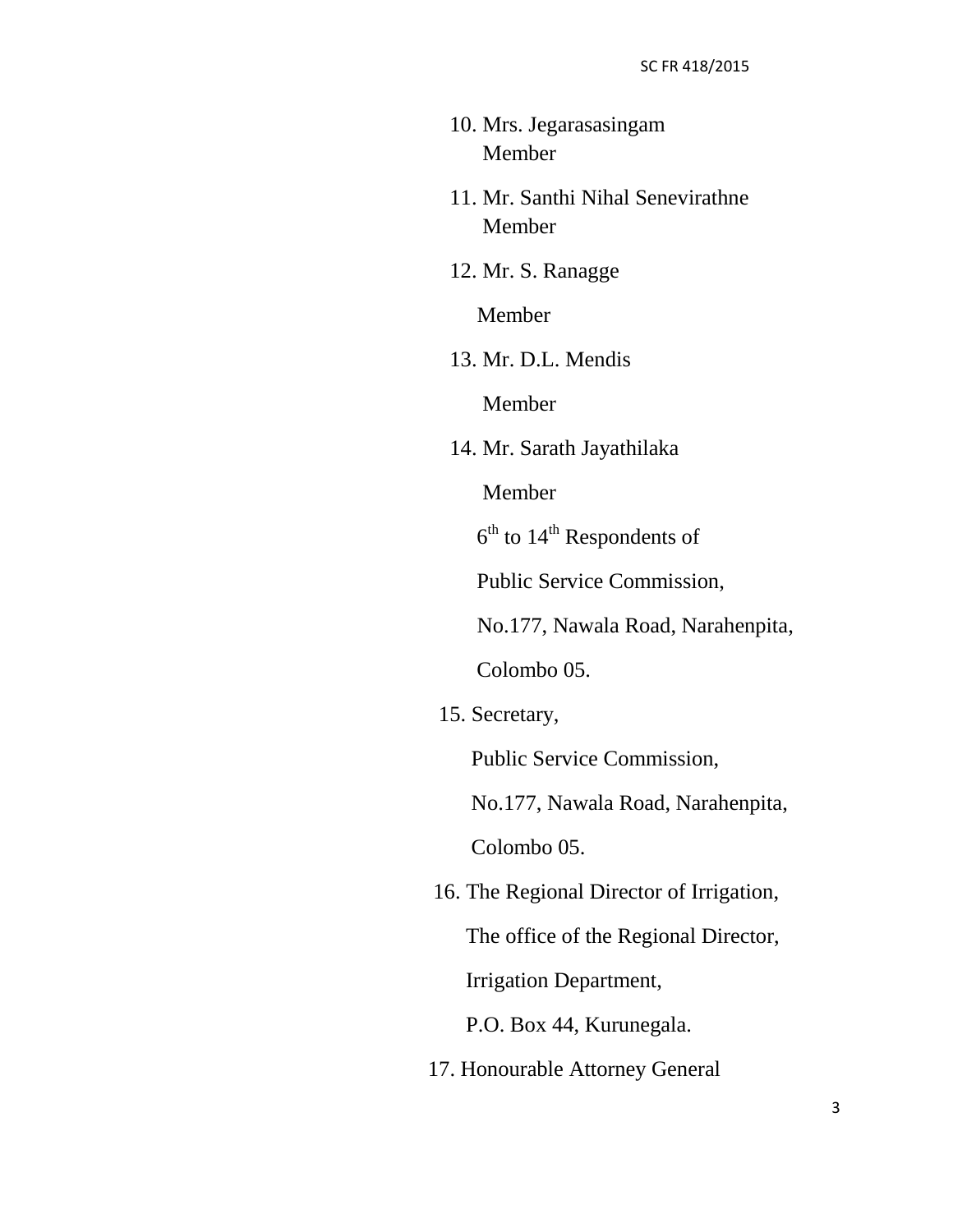10. Mrs. Jegarasasingam

    Member

11. Mr. Santhi Nihal Senevirathne

    Member

12. Mr. S. Ranagge

    Member

13. Mr. D.L. Mendis

    Member

14. Mr. Sarath Jayathilaka

    Member

    6th to 14th Respondents of

    Public Service Commission,

    No.177, Nawala Road, Narahenpita,

    Colombo 05.

15. Secretary,

    Public Service Commission,

    No.177, Nawala Road, Narahenpita,

    Colombo 05.

16. The Regional Director of Irrigation,

    The office of the Regional Director,

    Irrigation Department,

    P.O. Box 44, Kurunegala.

17. Honourable Attorney General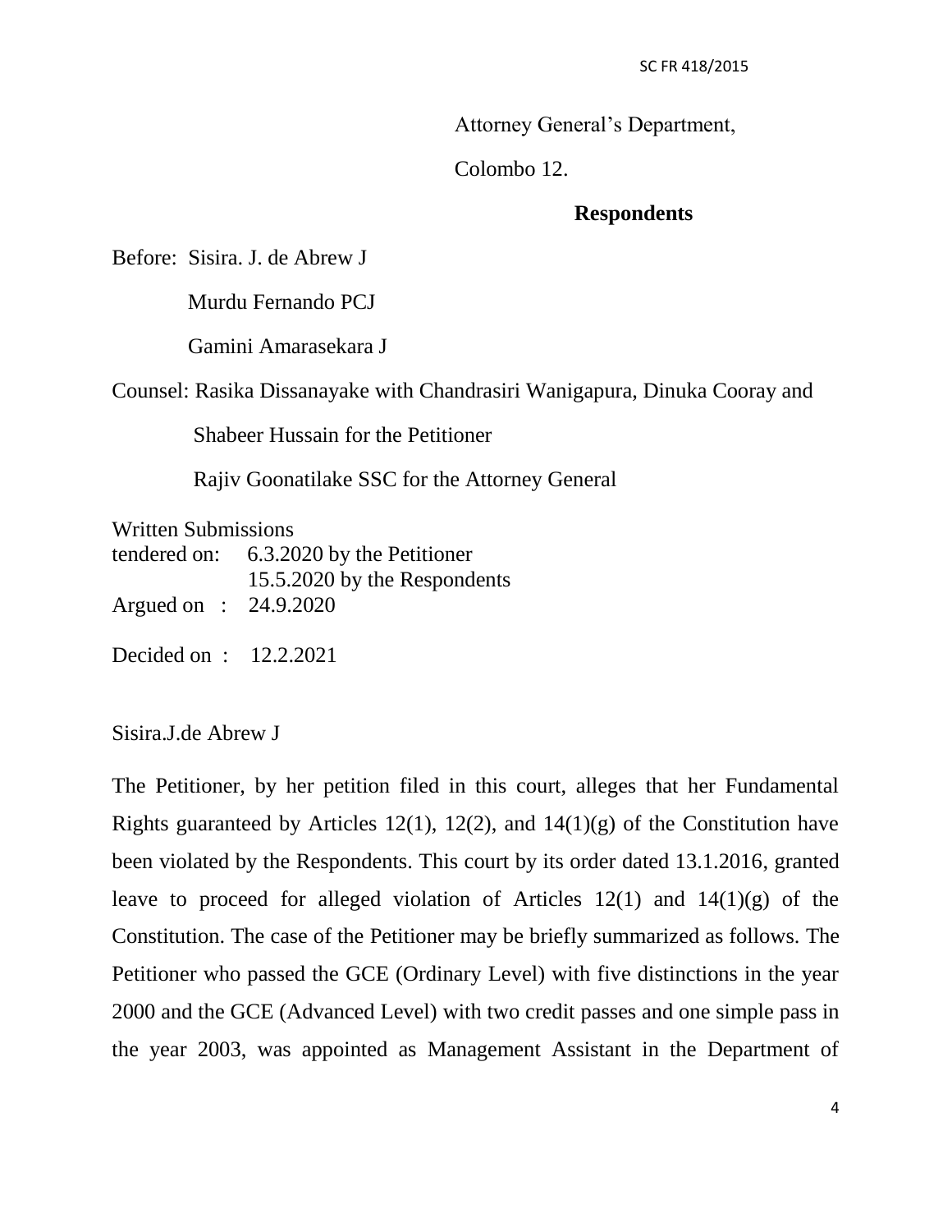Attorney General's Department,

Colombo 12.

**Respondents**

Before: Sisira. J. de Abrew J

Murdu Fernando PCJ

Gamini Amarasekara J

Counsel: Rasika Dissanayake with Chandrasiri Wanigapura, Dinuka Cooray and

Shabeer Hussain for the Petitioner

Rajiv Goonatilake SSC for the Attorney General

Written Submissions
tendered on: 6.3.2020 by the Petitioner
15.5.2020 by the Respondents
Argued on : 24.9.2020

Decided on : 12.2.2021

Sisira.J.de Abrew J

The Petitioner, by her petition filed in this court, alleges that her Fundamental Rights guaranteed by Articles 12(1), 12(2), and 14(1)(g) of the Constitution have been violated by the Respondents. This court by its order dated 13.1.2016, granted leave to proceed for alleged violation of Articles 12(1) and 14(1)(g) of the Constitution. The case of the Petitioner may be briefly summarized as follows. The Petitioner who passed the GCE (Ordinary Level) with five distinctions in the year 2000 and the GCE (Advanced Level) with two credit passes and one simple pass in the year 2003, was appointed as Management Assistant in the Department of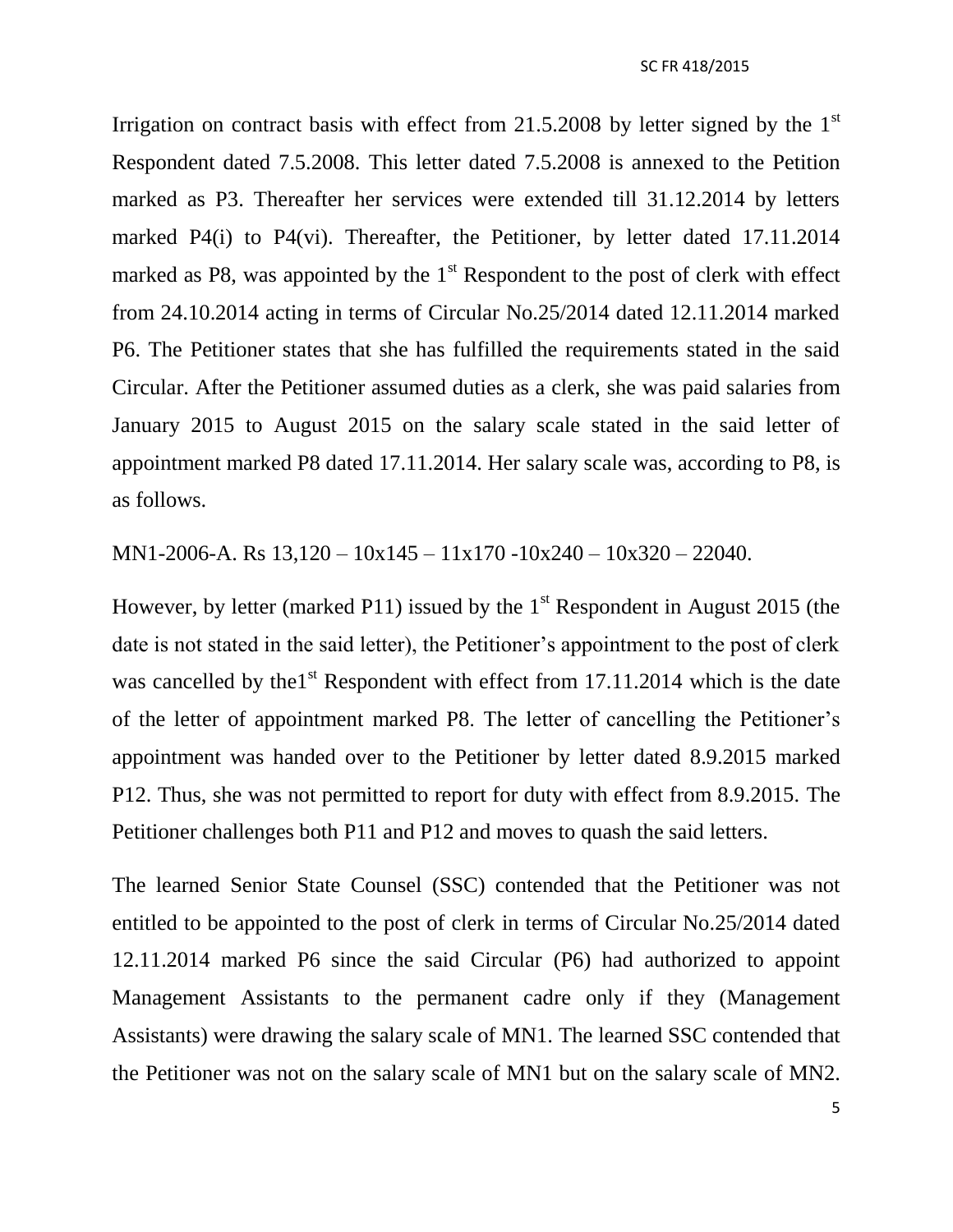Irrigation on contract basis with effect from 21.5.2008 by letter signed by the 1st Respondent dated 7.5.2008. This letter dated 7.5.2008 is annexed to the Petition marked as P3. Thereafter her services were extended till 31.12.2014 by letters marked P4(i) to P4(vi). Thereafter, the Petitioner, by letter dated 17.11.2014 marked as P8, was appointed by the 1st Respondent to the post of clerk with effect from 24.10.2014 acting in terms of Circular No.25/2014 dated 12.11.2014 marked P6. The Petitioner states that she has fulfilled the requirements stated in the said Circular. After the Petitioner assumed duties as a clerk, she was paid salaries from January 2015 to August 2015 on the salary scale stated in the said letter of appointment marked P8 dated 17.11.2014. Her salary scale was, according to P8, is as follows.

MN1-2006-A. Rs 13,120 – 10x145 – 11x170 -10x240 – 10x320 – 22040.

However, by letter (marked P11) issued by the 1st Respondent in August 2015 (the date is not stated in the said letter), the Petitioner's appointment to the post of clerk was cancelled by the1st Respondent with effect from 17.11.2014 which is the date of the letter of appointment marked P8. The letter of cancelling the Petitioner's appointment was handed over to the Petitioner by letter dated 8.9.2015 marked P12. Thus, she was not permitted to report for duty with effect from 8.9.2015. The Petitioner challenges both P11 and P12 and moves to quash the said letters.

The learned Senior State Counsel (SSC) contended that the Petitioner was not entitled to be appointed to the post of clerk in terms of Circular No.25/2014 dated 12.11.2014 marked P6 since the said Circular (P6) had authorized to appoint Management Assistants to the permanent cadre only if they (Management Assistants) were drawing the salary scale of MN1. The learned SSC contended that the Petitioner was not on the salary scale of MN1 but on the salary scale of MN2.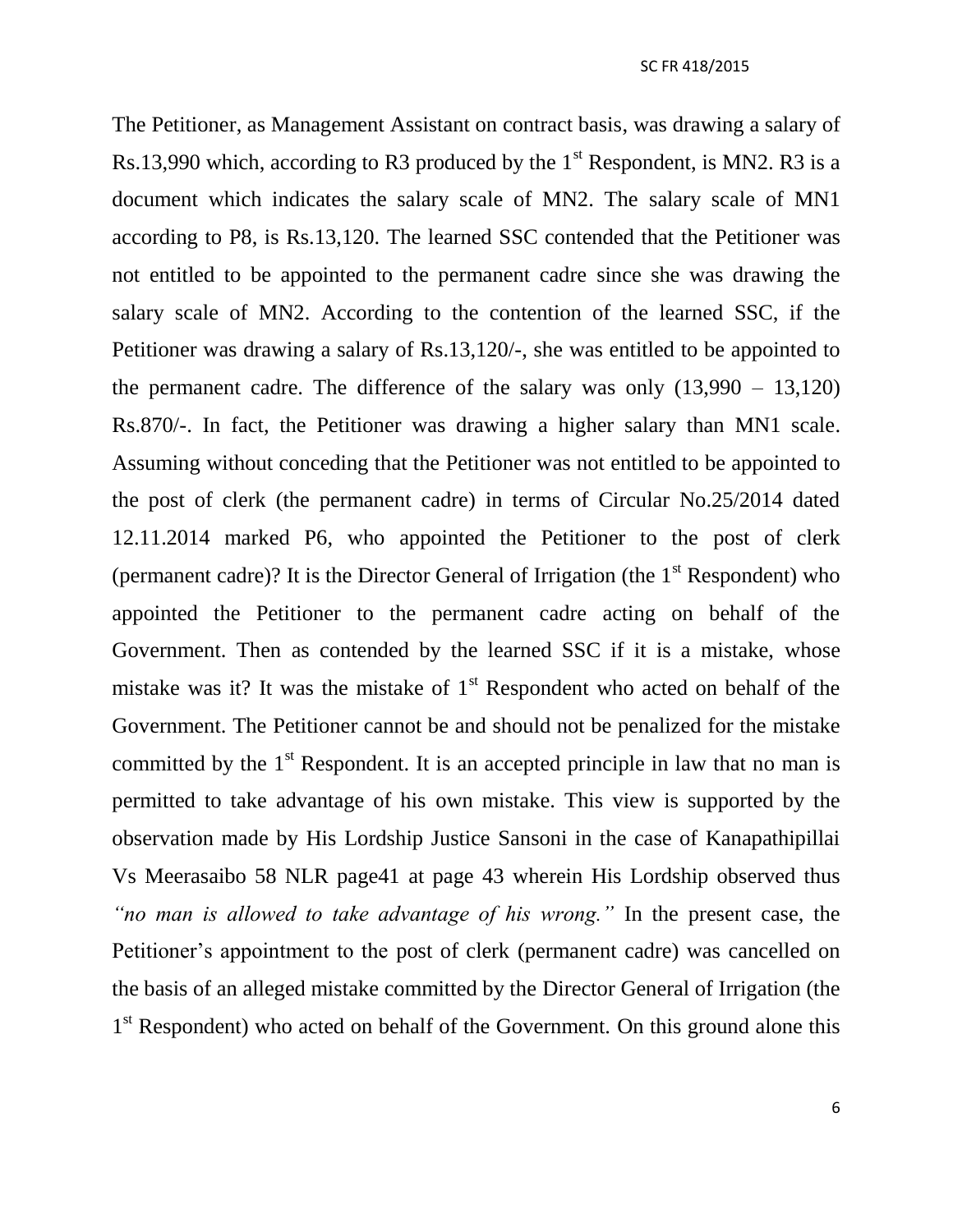The Petitioner, as Management Assistant on contract basis, was drawing a salary of Rs.13,990 which, according to R3 produced by the 1st Respondent, is MN2. R3 is a document which indicates the salary scale of MN2. The salary scale of MN1 according to P8, is Rs.13,120. The learned SSC contended that the Petitioner was not entitled to be appointed to the permanent cadre since she was drawing the salary scale of MN2. According to the contention of the learned SSC, if the Petitioner was drawing a salary of Rs.13,120/-, she was entitled to be appointed to the permanent cadre. The difference of the salary was only (13,990 – 13,120) Rs.870/-. In fact, the Petitioner was drawing a higher salary than MN1 scale. Assuming without conceding that the Petitioner was not entitled to be appointed to the post of clerk (the permanent cadre) in terms of Circular No.25/2014 dated 12.11.2014 marked P6, who appointed the Petitioner to the post of clerk (permanent cadre)? It is the Director General of Irrigation (the 1st Respondent) who appointed the Petitioner to the permanent cadre acting on behalf of the Government. Then as contended by the learned SSC if it is a mistake, whose mistake was it? It was the mistake of 1st Respondent who acted on behalf of the Government. The Petitioner cannot be and should not be penalized for the mistake committed by the 1st Respondent. It is an accepted principle in law that no man is permitted to take advantage of his own mistake. This view is supported by the observation made by His Lordship Justice Sansoni in the case of Kanapathipillai Vs Meerasaibo 58 NLR page41 at page 43 wherein His Lordship observed thus *"no man is allowed to take advantage of his wrong."* In the present case, the Petitioner's appointment to the post of clerk (permanent cadre) was cancelled on the basis of an alleged mistake committed by the Director General of Irrigation (the 1st Respondent) who acted on behalf of the Government. On this ground alone this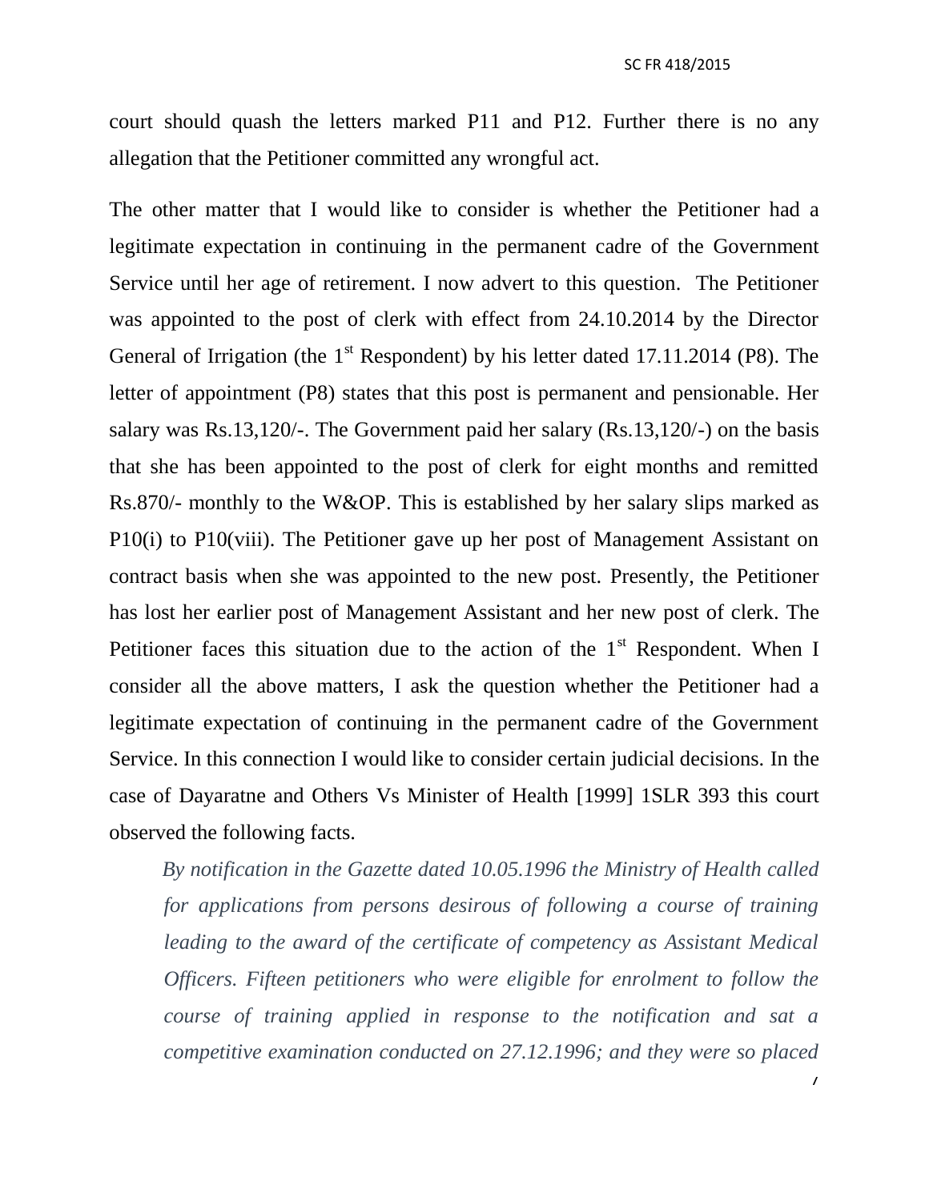court should quash the letters marked P11 and P12. Further there is no any allegation that the Petitioner committed any wrongful act.

The other matter that I would like to consider is whether the Petitioner had a legitimate expectation in continuing in the permanent cadre of the Government Service until her age of retirement. I now advert to this question. The Petitioner was appointed to the post of clerk with effect from 24.10.2014 by the Director General of Irrigation (the 1st Respondent) by his letter dated 17.11.2014 (P8). The letter of appointment (P8) states that this post is permanent and pensionable. Her salary was Rs.13,120/-. The Government paid her salary (Rs.13,120/-) on the basis that she has been appointed to the post of clerk for eight months and remitted Rs.870/- monthly to the W&OP. This is established by her salary slips marked as P10(i) to P10(viii). The Petitioner gave up her post of Management Assistant on contract basis when she was appointed to the new post. Presently, the Petitioner has lost her earlier post of Management Assistant and her new post of clerk. The Petitioner faces this situation due to the action of the 1st Respondent. When I consider all the above matters, I ask the question whether the Petitioner had a legitimate expectation of continuing in the permanent cadre of the Government Service. In this connection I would like to consider certain judicial decisions. In the case of Dayaratne and Others Vs Minister of Health [1999] 1SLR 393 this court observed the following facts.

> *By notification in the Gazette dated 10.05.1996 the Ministry of Health called for applications from persons desirous of following a course of training leading to the award of the certificate of competency as Assistant Medical Officers. Fifteen petitioners who were eligible for enrolment to follow the course of training applied in response to the notification and sat a competitive examination conducted on 27.12.1996; and they were so placed*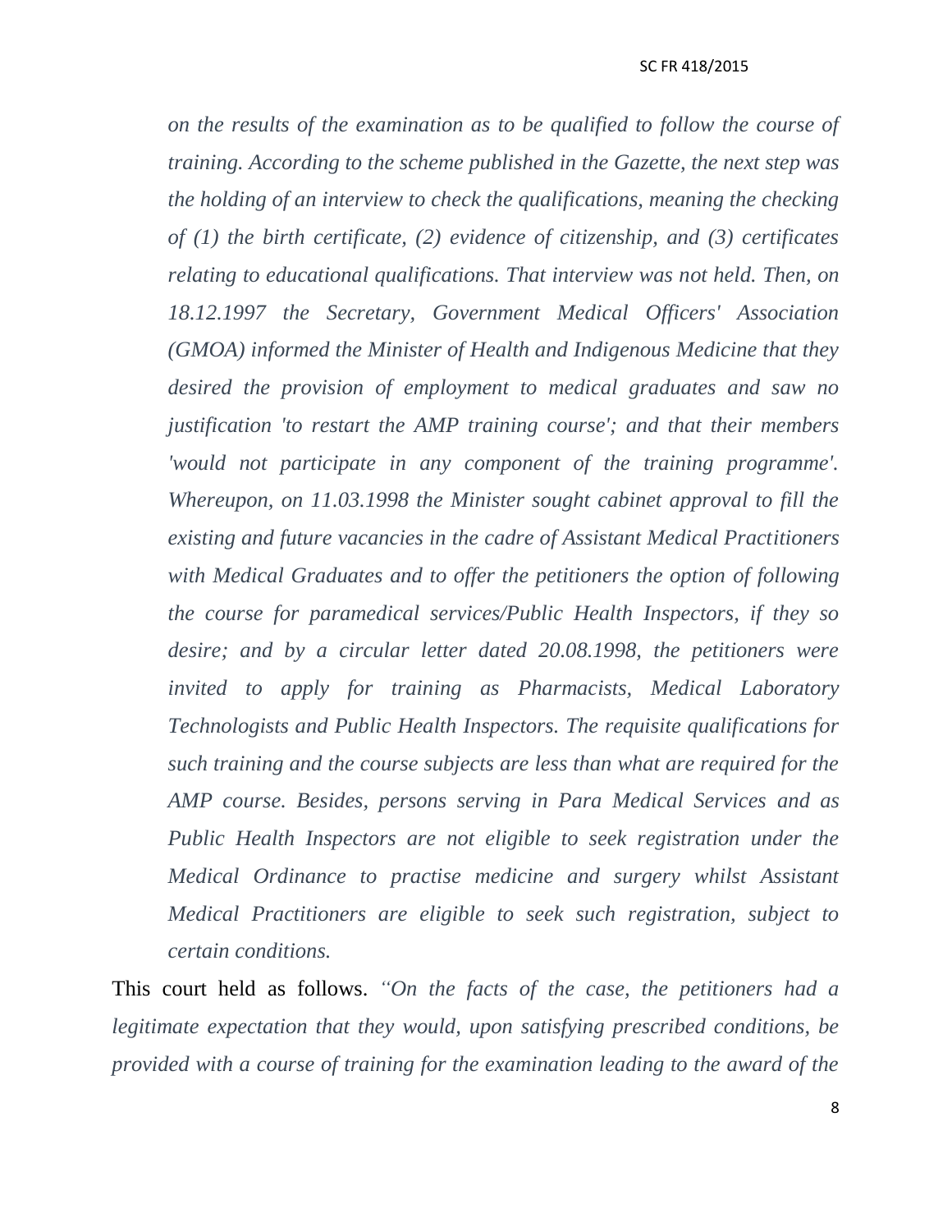> *on the results of the examination as to be qualified to follow the course of training. According to the scheme published in the Gazette, the next step was the holding of an interview to check the qualifications, meaning the checking of (1) the birth certificate, (2) evidence of citizenship, and (3) certificates relating to educational qualifications. That interview was not held. Then, on 18.12.1997 the Secretary, Government Medical Officers' Association (GMOA) informed the Minister of Health and Indigenous Medicine that they desired the provision of employment to medical graduates and saw no justification 'to restart the AMP training course'; and that their members 'would not participate in any component of the training programme'. Whereupon, on 11.03.1998 the Minister sought cabinet approval to fill the existing and future vacancies in the cadre of Assistant Medical Practitioners with Medical Graduates and to offer the petitioners the option of following the course for paramedical services/Public Health Inspectors, if they so desire; and by a circular letter dated 20.08.1998, the petitioners were invited to apply for training as Pharmacists, Medical Laboratory Technologists and Public Health Inspectors. The requisite qualifications for such training and the course subjects are less than what are required for the AMP course. Besides, persons serving in Para Medical Services and as Public Health Inspectors are not eligible to seek registration under the Medical Ordinance to practise medicine and surgery whilst Assistant Medical Practitioners are eligible to seek such registration, subject to certain conditions.*

This court held as follows. *"On the facts of the case, the petitioners had a legitimate expectation that they would, upon satisfying prescribed conditions, be provided with a course of training for the examination leading to the award of the*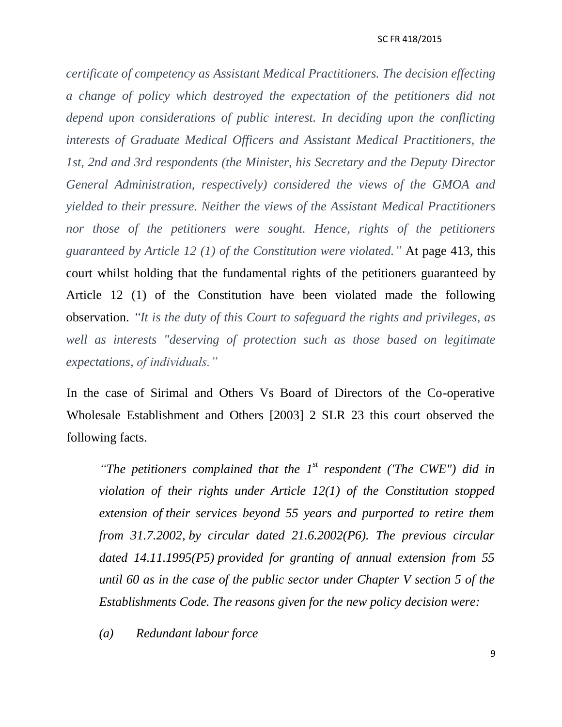*certificate of competency as Assistant Medical Practitioners. The decision effecting a change of policy which destroyed the expectation of the petitioners did not depend upon considerations of public interest. In deciding upon the conflicting interests of Graduate Medical Officers and Assistant Medical Practitioners, the 1st, 2nd and 3rd respondents (the Minister, his Secretary and the Deputy Director General Administration, respectively) considered the views of the GMOA and yielded to their pressure. Neither the views of the Assistant Medical Practitioners nor those of the petitioners were sought. Hence, rights of the petitioners guaranteed by Article 12 (1) of the Constitution were violated."* At page 413, this court whilst holding that the fundamental rights of the petitioners guaranteed by Article 12 (1) of the Constitution have been violated made the following observation. *"It is the duty of this Court to safeguard the rights and privileges, as well as interests "deserving of protection such as those based on legitimate expectations, of individuals."*

In the case of Sirimal and Others Vs Board of Directors of the Co-operative Wholesale Establishment and Others [2003] 2 SLR 23 this court observed the following facts.

> *"The petitioners complained that the 1st respondent ('The CWE") did in violation of their rights under Article 12(1) of the Constitution stopped extension of their services beyond 55 years and purported to retire them from 31.7.2002, by circular dated 21.6.2002(P6). The previous circular dated 14.11.1995(P5) provided for granting of annual extension from 55 until 60 as in the case of the public sector under Chapter V section 5 of the Establishments Code. The reasons given for the new policy decision were:*
>
> *(a) Redundant labour force*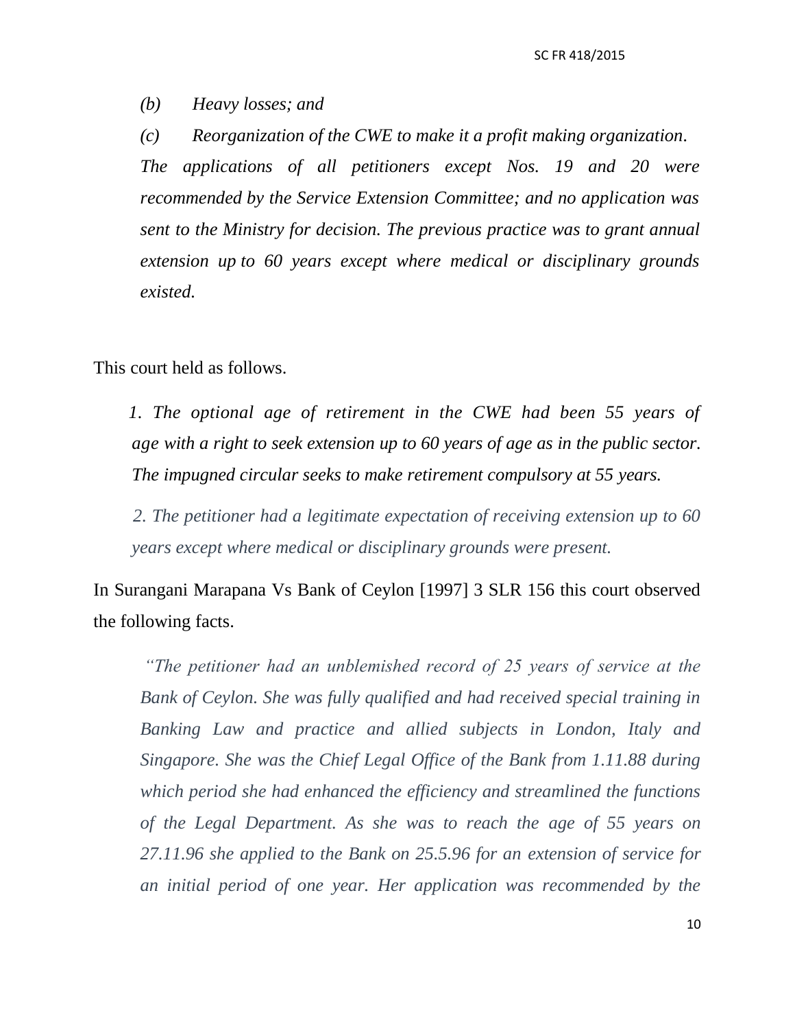*(b) Heavy losses; and*

*(c) Reorganization of the CWE to make it a profit making organization. The applications of all petitioners except Nos. 19 and 20 were recommended by the Service Extension Committee; and no application was sent to the Ministry for decision. The previous practice was to grant annual extension up to 60 years except where medical or disciplinary grounds existed.*

This court held as follows.

*1. The optional age of retirement in the CWE had been 55 years of age with a right to seek extension up to 60 years of age as in the public sector. The impugned circular seeks to make retirement compulsory at 55 years.*

*2. The petitioner had a legitimate expectation of receiving extension up to 60 years except where medical or disciplinary grounds were present.*

In Surangani Marapana Vs Bank of Ceylon [1997] 3 SLR 156 this court observed the following facts.

*"The petitioner had an unblemished record of 25 years of service at the Bank of Ceylon. She was fully qualified and had received special training in Banking Law and practice and allied subjects in London, Italy and Singapore. She was the Chief Legal Office of the Bank from 1.11.88 during which period she had enhanced the efficiency and streamlined the functions of the Legal Department. As she was to reach the age of 55 years on 27.11.96 she applied to the Bank on 25.5.96 for an extension of service for an initial period of one year. Her application was recommended by the*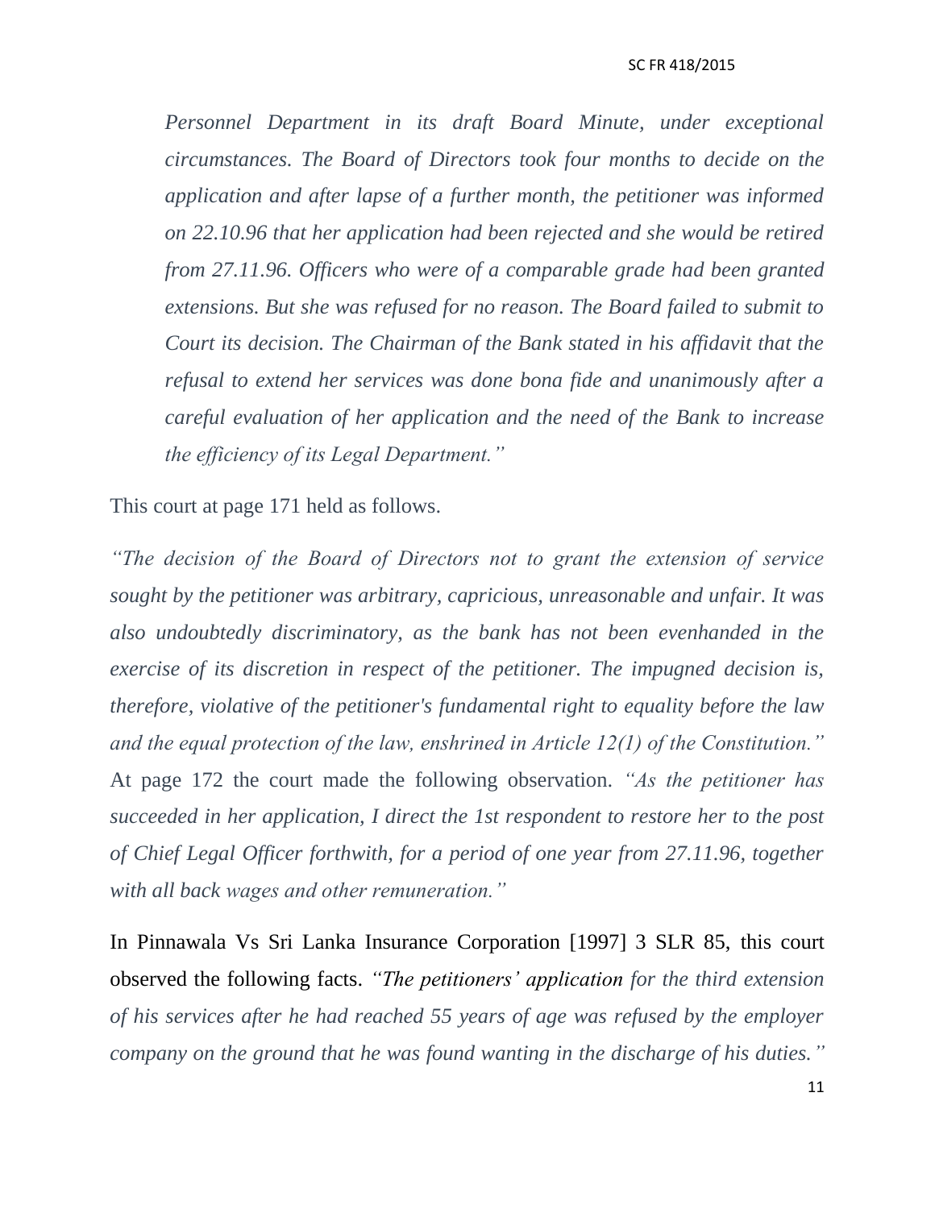*Personnel Department in its draft Board Minute, under exceptional circumstances. The Board of Directors took four months to decide on the application and after lapse of a further month, the petitioner was informed on 22.10.96 that her application had been rejected and she would be retired from 27.11.96. Officers who were of a comparable grade had been granted extensions. But she was refused for no reason. The Board failed to submit to Court its decision. The Chairman of the Bank stated in his affidavit that the refusal to extend her services was done bona fide and unanimously after a careful evaluation of her application and the need of the Bank to increase the efficiency of its Legal Department."*

This court at page 171 held as follows.

*"The decision of the Board of Directors not to grant the extension of service sought by the petitioner was arbitrary, capricious, unreasonable and unfair. It was also undoubtedly discriminatory, as the bank has not been evenhanded in the exercise of its discretion in respect of the petitioner. The impugned decision is, therefore, violative of the petitioner's fundamental right to equality before the law and the equal protection of the law, enshrined in Article 12(1) of the Constitution."* At page 172 the court made the following observation. *"As the petitioner has succeeded in her application, I direct the 1st respondent to restore her to the post of Chief Legal Officer forthwith, for a period of one year from 27.11.96, together with all back wages and other remuneration."*

In Pinnawala Vs Sri Lanka Insurance Corporation [1997] 3 SLR 85, this court observed the following facts. *"The petitioners' application for the third extension of his services after he had reached 55 years of age was refused by the employer company on the ground that he was found wanting in the discharge of his duties."*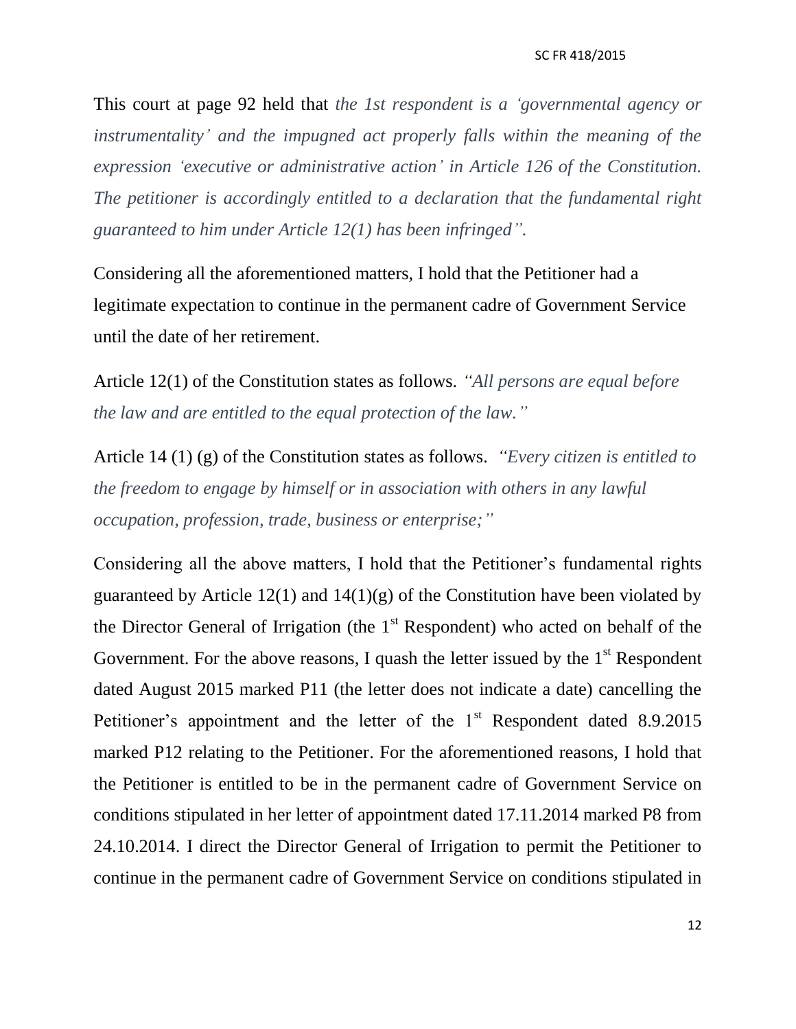This court at page 92 held that *the 1st respondent is a 'governmental agency or instrumentality' and the impugned act properly falls within the meaning of the expression 'executive or administrative action' in Article 126 of the Constitution. The petitioner is accordingly entitled to a declaration that the fundamental right guaranteed to him under Article 12(1) has been infringed".*

Considering all the aforementioned matters, I hold that the Petitioner had a legitimate expectation to continue in the permanent cadre of Government Service until the date of her retirement.

Article 12(1) of the Constitution states as follows. *"All persons are equal before the law and are entitled to the equal protection of the law."*

Article 14 (1) (g) of the Constitution states as follows. *"Every citizen is entitled to the freedom to engage by himself or in association with others in any lawful occupation, profession, trade, business or enterprise;"*

Considering all the above matters, I hold that the Petitioner's fundamental rights guaranteed by Article 12(1) and 14(1)(g) of the Constitution have been violated by the Director General of Irrigation (the 1st Respondent) who acted on behalf of the Government. For the above reasons, I quash the letter issued by the 1st Respondent dated August 2015 marked P11 (the letter does not indicate a date) cancelling the Petitioner's appointment and the letter of the 1st Respondent dated 8.9.2015 marked P12 relating to the Petitioner. For the aforementioned reasons, I hold that the Petitioner is entitled to be in the permanent cadre of Government Service on conditions stipulated in her letter of appointment dated 17.11.2014 marked P8 from 24.10.2014. I direct the Director General of Irrigation to permit the Petitioner to continue in the permanent cadre of Government Service on conditions stipulated in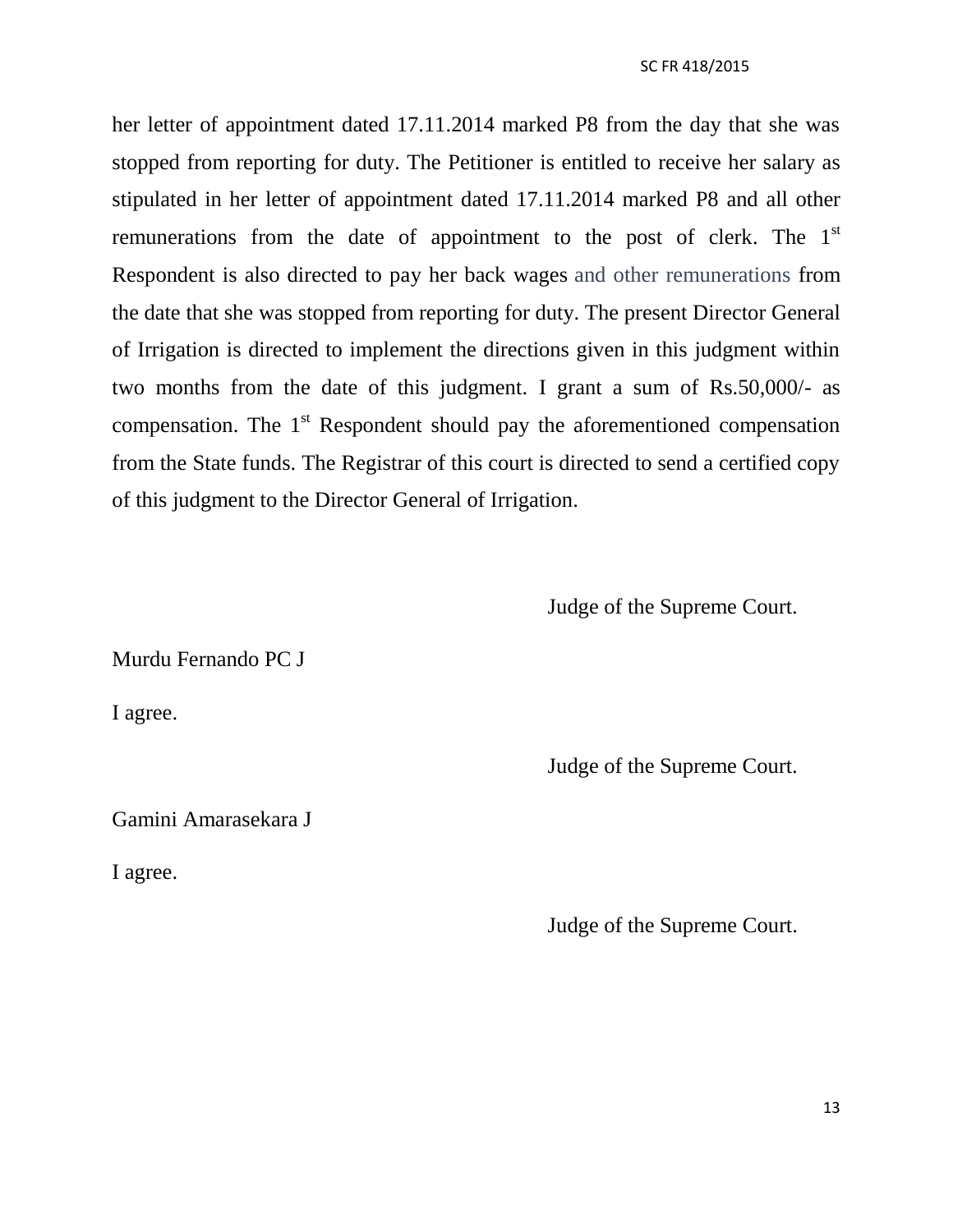her letter of appointment dated 17.11.2014 marked P8 from the day that she was stopped from reporting for duty. The Petitioner is entitled to receive her salary as stipulated in her letter of appointment dated 17.11.2014 marked P8 and all other remunerations from the date of appointment to the post of clerk. The 1st Respondent is also directed to pay her back wages and other remunerations from the date that she was stopped from reporting for duty. The present Director General of Irrigation is directed to implement the directions given in this judgment within two months from the date of this judgment. I grant a sum of Rs.50,000/- as compensation. The 1st Respondent should pay the aforementioned compensation from the State funds. The Registrar of this court is directed to send a certified copy of this judgment to the Director General of Irrigation.

Judge of the Supreme Court.

Murdu Fernando PC J

I agree.

Judge of the Supreme Court.

Gamini Amarasekara J

I agree.

Judge of the Supreme Court.